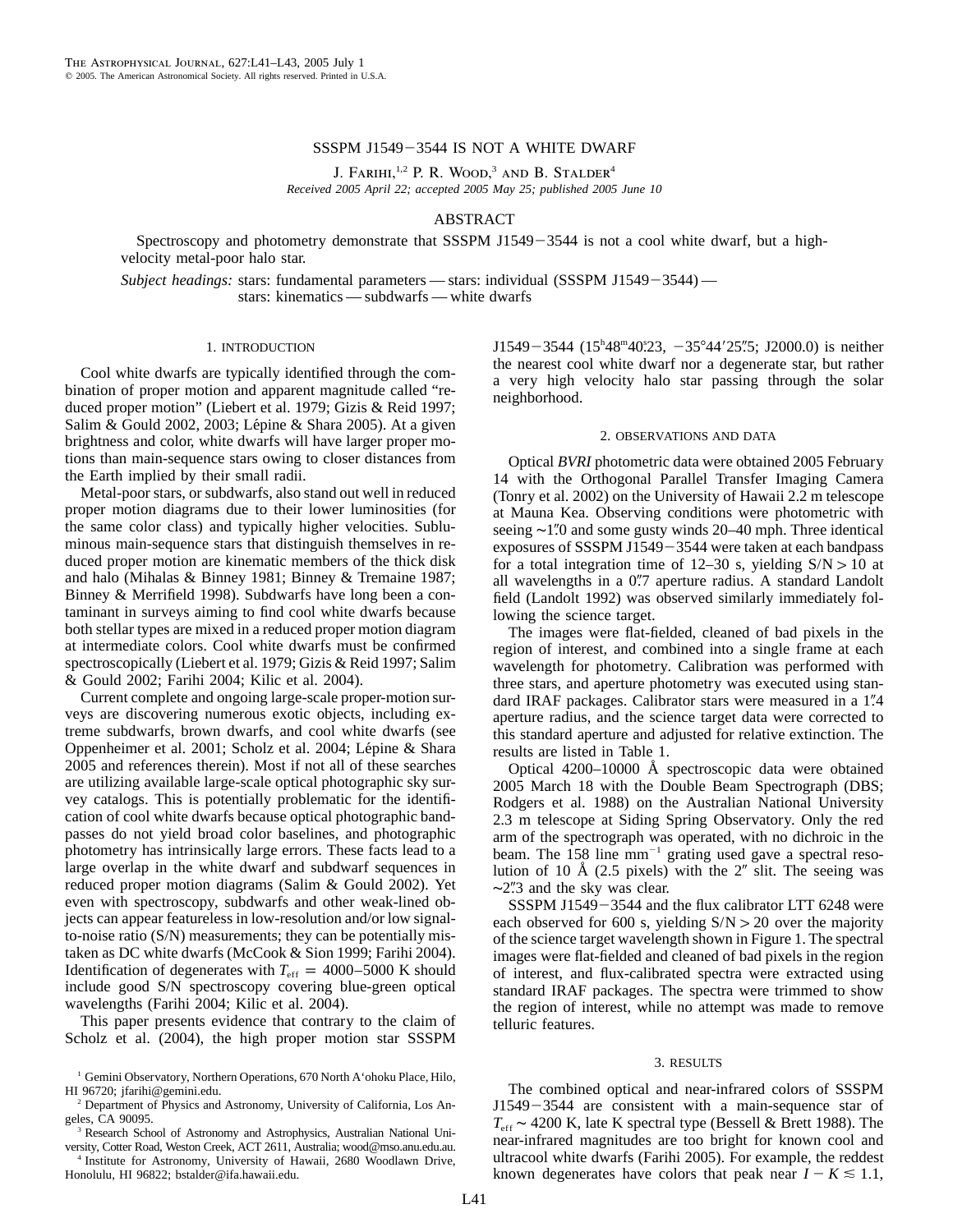# SSSPM J1549−3544 IS NOT A WHITE DWARF

J. Farihi,[1,2] P. R. Wood,[3] and B. Stalder[4]

*Received 2005 April 22; accepted 2005 May 25; published 2005 June 10*

## ABSTRACT

Spectroscopy and photometry demonstrate that SSSPM J1549−3544 is not a cool white dwarf, but a high-velocity metal-poor halo star.

*Subject headings:* stars: fundamental parameters — stars: individual (SSSPM J1549−3544) — stars: kinematics — subdwarfs — white dwarfs

## 1. INTRODUCTION

Cool white dwarfs are typically identified through the combination of proper motion and apparent magnitude called "reduced proper motion" (Liebert et al. 1979; Gizis & Reid 1997; Salim & Gould 2002, 2003; Lépine & Shara 2005). At a given brightness and color, white dwarfs will have larger proper motions than main-sequence stars owing to closer distances from the Earth implied by their small radii.

Metal-poor stars, or subdwarfs, also stand out well in reduced proper motion diagrams due to their lower luminosities (for the same color class) and typically higher velocities. Subluminous main-sequence stars that distinguish themselves in reduced proper motion are kinematic members of the thick disk and halo (Mihalas & Binney 1981; Binney & Tremaine 1987; Binney & Merrifield 1998). Subdwarfs have long been a contaminant in surveys aiming to find cool white dwarfs because both stellar types are mixed in a reduced proper motion diagram at intermediate colors. Cool white dwarfs must be confirmed spectroscopically (Liebert et al. 1979; Gizis & Reid 1997; Salim & Gould 2002; Farihi 2004; Kilic et al. 2004).

Current complete and ongoing large-scale proper-motion surveys are discovering numerous exotic objects, including extreme subdwarfs, brown dwarfs, and cool white dwarfs (see Oppenheimer et al. 2001; Scholz et al. 2004; Lépine & Shara 2005 and references therein). Most if not all of these searches are utilizing available large-scale optical photographic sky survey catalogs. This is potentially problematic for the identification of cool white dwarfs because optical photographic bandpasses do not yield broad color baselines, and photographic photometry has intrinsically large errors. These facts lead to a large overlap in the white dwarf and subdwarf sequences in reduced proper motion diagrams (Salim & Gould 2002). Yet even with spectroscopy, subdwarfs and other weak-lined objects can appear featureless in low-resolution and/or low signal-to-noise ratio (S/N) measurements; they can be potentially mistaken as DC white dwarfs (McCook & Sion 1999; Farihi 2004). Identification of degenerates with $T_{\rm eff}$ = 4000–5000 K should include good S/N spectroscopy covering blue-green optical wavelengths (Farihi 2004; Kilic et al. 2004).

This paper presents evidence that contrary to the claim of Scholz et al. (2004), the high proper motion star SSSPM J1549−3544 ($15^{\rm h}48^{\rm m}40\overset{\rm s}{.}23$, $-35°44'25\overset{''}{.}5$; J2000.0) is neither the nearest cool white dwarf nor a degenerate star, but rather a very high velocity halo star passing through the solar neighborhood.

[1] Gemini Observatory, Northern Operations, 670 North A'ohoku Place, Hilo, HI 96720; jfarihi@gemini.edu.

[2] Department of Physics and Astronomy, University of California, Los Angeles, CA 90095.

[3] Research School of Astronomy and Astrophysics, Australian National University, Cotter Road, Weston Creek, ACT 2611, Australia; wood@mso.anu.edu.au.

[4] Institute for Astronomy, University of Hawaii, 2680 Woodlawn Drive, Honolulu, HI 96822; bstalder@ifa.hawaii.edu.

## 2. OBSERVATIONS AND DATA

Optical *BVRI* photometric data were obtained 2005 February 14 with the Orthogonal Parallel Transfer Imaging Camera (Tonry et al. 2002) on the University of Hawaii 2.2 m telescope at Mauna Kea. Observing conditions were photometric with seeing ~$1\overset{''}{.}0$ and some gusty winds 20–40 mph. Three identical exposures of SSSPM J1549−3544 were taken at each bandpass for a total integration time of 12–30 s, yielding S/N > 10 at all wavelengths in a $0\overset{''}{.}7$ aperture radius. A standard Landolt field (Landolt 1992) was observed similarly immediately following the science target.

The images were flat-fielded, cleaned of bad pixels in the region of interest, and combined into a single frame at each wavelength for photometry. Calibration was performed with three stars, and aperture photometry was executed using standard IRAF packages. Calibrator stars were measured in a $1\overset{''}{.}4$ aperture radius, and the science target data were corrected to this standard aperture and adjusted for relative extinction. The results are listed in Table 1.

Optical 4200–10000 Å spectroscopic data were obtained 2005 March 18 with the Double Beam Spectrograph (DBS; Rodgers et al. 1988) on the Australian National University 2.3 m telescope at Siding Spring Observatory. Only the red arm of the spectrograph was operated, with no dichroic in the beam. The 158 line mm$^{-1}$ grating used gave a spectral resolution of 10 Å (2.5 pixels) with the 2″ slit. The seeing was ~$2\overset{''}{.}3$ and the sky was clear.

SSSPM J1549−3544 and the flux calibrator LTT 6248 were each observed for 600 s, yielding S/N > 20 over the majority of the science target wavelength shown in Figure 1. The spectral images were flat-fielded and cleaned of bad pixels in the region of interest, and flux-calibrated spectra were extracted using standard IRAF packages. The spectra were trimmed to show the region of interest, while no attempt was made to remove telluric features.

## 3. RESULTS

The combined optical and near-infrared colors of SSSPM J1549−3544 are consistent with a main-sequence star of $T_{\rm eff}$ ~ 4200 K, late K spectral type (Bessell & Brett 1988). The near-infrared magnitudes are too bright for known cool and ultracool white dwarfs (Farihi 2005). For example, the reddest known degenerates have colors that peak near $I - K \lesssim 1.1$,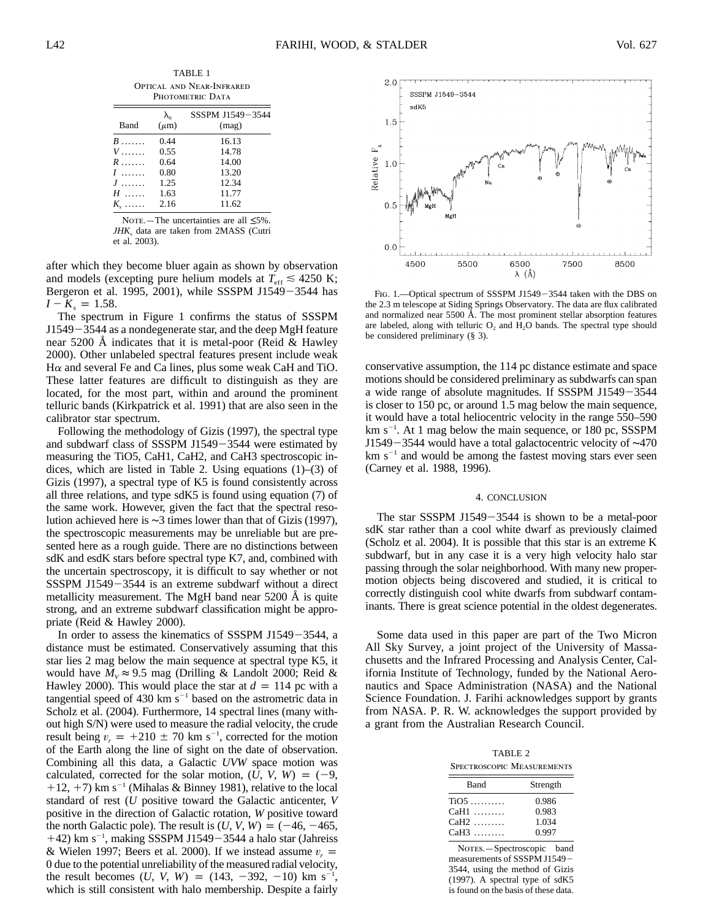TABLE 1

Optical and Near-Infrared Photometric Data

| Band | $\lambda_0$ ($\mu$m) | SSSPM J1549−3544 (mag) |
|---|---|---|
| *B* ....... | 0.44 | 16.13 |
| *V* ....... | 0.55 | 14.78 |
| *R* ....... | 0.64 | 14.00 |
| *I* ....... | 0.80 | 13.20 |
| *J* ....... | 1.25 | 12.34 |
| *H* ...... | 1.63 | 11.77 |
| $K_s$ ...... | 2.16 | 11.62 |

Note.—The uncertainties are all ≲5%. $JHK_s$ data are taken from 2MASS (Cutri et al. 2003).

after which they become bluer again as shown by observation and models (excepting pure helium models at $T_{\rm eff} \lesssim 4250$ K; Bergeron et al. 1995, 2001), while SSSPM J1549−3544 has $I - K_s = 1.58$.

The spectrum in Figure 1 confirms the status of SSSPM J1549−3544 as a nondegenerate star, and the deep MgH feature near 5200 Å indicates that it is metal-poor (Reid & Hawley 2000). Other unlabeled spectral features present include weak H$\alpha$ and several Fe and Ca lines, plus some weak CaH and TiO. These latter features are difficult to distinguish as they are located, for the most part, within and around the prominent telluric bands (Kirkpatrick et al. 1991) that are also seen in the calibrator star spectrum.

Following the methodology of Gizis (1997), the spectral type and subdwarf class of SSSPM J1549−3544 were estimated by measuring the TiO5, CaH1, CaH2, and CaH3 spectroscopic indices, which are listed in Table 2. Using equations (1)–(3) of Gizis (1997), a spectral type of K5 is found consistently across all three relations, and type sdK5 is found using equation (7) of the same work. However, given the fact that the spectral resolution achieved here is ∼3 times lower than that of Gizis (1997), the spectroscopic measurements may be unreliable but are presented here as a rough guide. There are no distinctions between sdK and esdK stars before spectral type K7, and, combined with the uncertain spectroscopy, it is difficult to say whether or not SSSPM J1549−3544 is an extreme subdwarf without a direct metallicity measurement. The MgH band near 5200 Å is quite strong, and an extreme subdwarf classification might be appropriate (Reid & Hawley 2000).

In order to assess the kinematics of SSSPM J1549−3544, a distance must be estimated. Conservatively assuming that this star lies 2 mag below the main sequence at spectral type K5, it would have $M_V \approx 9.5$ mag (Drilling & Landolt 2000; Reid & Hawley 2000). This would place the star at $d = 114$ pc with a tangential speed of 430 km s$^{-1}$ based on the astrometric data in Scholz et al. (2004). Furthermore, 14 spectral lines (many without high S/N) were used to measure the radial velocity, the crude result being $v_r = +210 \pm 70$ km s$^{-1}$, corrected for the motion of the Earth along the line of sight on the date of observation. Combining all this data, a Galactic *UVW* space motion was calculated, corrected for the solar motion, $(U, V, W) = (-9, +12, +7)$ km s$^{-1}$ (Mihalas & Binney 1981), relative to the local standard of rest (*U* positive toward the Galactic anticenter, *V* positive in the direction of Galactic rotation, *W* positive toward the north Galactic pole). The result is $(U, V, W) = (-46, -465, +42)$ km s$^{-1}$, making SSSPM J1549−3544 a halo star (Jahreiss & Wielen 1997; Beers et al. 2000). If we instead assume $v_r = 0$ due to the potential unreliability of the measured radial velocity, the result becomes $(U, V, W) = (143, -392, -10)$ km s$^{-1}$, which is still consistent with halo membership. Despite a fairly conservative assumption, the 114 pc distance estimate and space motions should be considered preliminary as subdwarfs can span a wide range of absolute magnitudes. If SSSPM J1549−3544 is closer to 150 pc, or around 1.5 mag below the main sequence, it would have a total heliocentric velocity in the range 550–590 km s$^{-1}$. At 1 mag below the main sequence, or 180 pc, SSSPM J1549−3544 would have a total galactocentric velocity of ∼470 km s$^{-1}$ and would be among the fastest moving stars ever seen (Carney et al. 1988, 1996).

Fig. 1.—Optical spectrum of SSSPM J1549−3544 taken with the DBS on the 2.3 m telescope at Siding Springs Observatory. The data are flux calibrated and normalized near 5500 Å. The most prominent stellar absorption features are labeled, along with telluric $O_2$ and $H_2O$ bands. The spectral type should be considered preliminary (§ 3).

## 4. CONCLUSION

The star SSSPM J1549−3544 is shown to be a metal-poor sdK star rather than a cool white dwarf as previously claimed (Scholz et al. 2004). It is possible that this star is an extreme K subdwarf, but in any case it is a very high velocity halo star passing through the solar neighborhood. With many new proper-motion objects being discovered and studied, it is critical to correctly distinguish cool white dwarfs from subdwarf contaminants. There is great science potential in the oldest degenerates.

Some data used in this paper are part of the Two Micron All Sky Survey, a joint project of the University of Massachusetts and the Infrared Processing and Analysis Center, California Institute of Technology, funded by the National Aeronautics and Space Administration (NASA) and the National Science Foundation. J. Farihi acknowledges support by grants from NASA. P. R. W. acknowledges the support provided by a grant from the Australian Research Council.

TABLE 2

Spectroscopic Measurements

| Band | Strength |
|---|---|
| TiO5 .......... | 0.986 |
| CaH1 ......... | 0.983 |
| CaH2 ......... | 1.034 |
| CaH3 ......... | 0.997 |

Notes.—Spectroscopic band measurements of SSSPM J1549−3544, using the method of Gizis (1997). A spectral type of sdK5 is found on the basis of these data.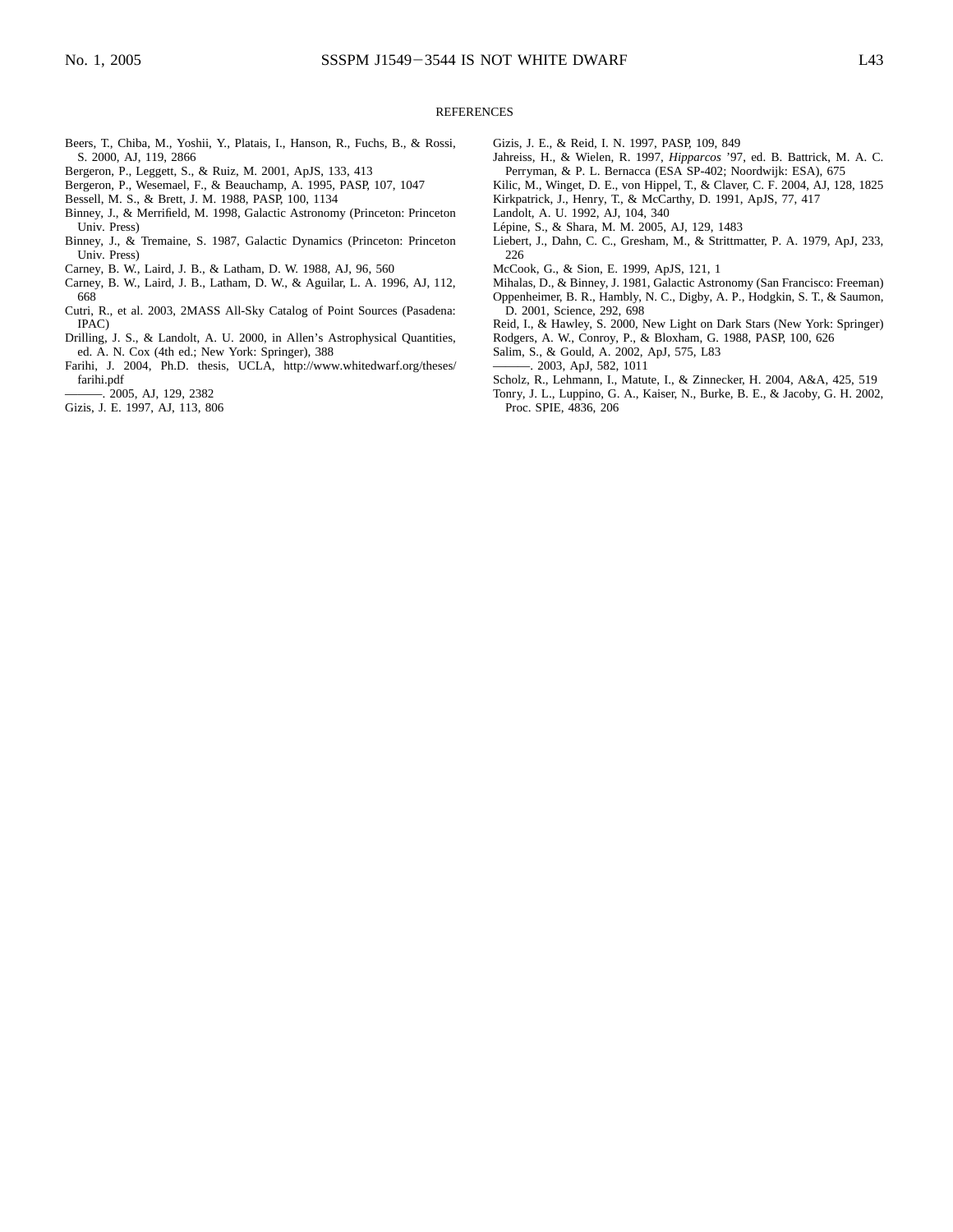## REFERENCES

Beers, T., Chiba, M., Yoshii, Y., Platais, I., Hanson, R., Fuchs, B., & Rossi, S. 2000, AJ, 119, 2866

Bergeron, P., Leggett, S., & Ruiz, M. 2001, ApJS, 133, 413

Bergeron, P., Wesemael, F., & Beauchamp, A. 1995, PASP, 107, 1047

Bessell, M. S., & Brett, J. M. 1988, PASP, 100, 1134

Binney, J., & Merrifield, M. 1998, Galactic Astronomy (Princeton: Princeton Univ. Press)

Binney, J., & Tremaine, S. 1987, Galactic Dynamics (Princeton: Princeton Univ. Press)

Carney, B. W., Laird, J. B., & Latham, D. W. 1988, AJ, 96, 560

Carney, B. W., Laird, J. B., Latham, D. W., & Aguilar, L. A. 1996, AJ, 112, 668

Cutri, R., et al. 2003, 2MASS All-Sky Catalog of Point Sources (Pasadena: IPAC)

Drilling, J. S., & Landolt, A. U. 2000, in Allen's Astrophysical Quantities, ed. A. N. Cox (4th ed.; New York: Springer), 388

Farihi, J. 2004, Ph.D. thesis, UCLA, http://www.whitedwarf.org/theses/farihi.pdf

———. 2005, AJ, 129, 2382

Gizis, J. E. 1997, AJ, 113, 806

Gizis, J. E., & Reid, I. N. 1997, PASP, 109, 849

Jahreiss, H., & Wielen, R. 1997, *Hipparcos* '97, ed. B. Battrick, M. A. C. Perryman, & P. L. Bernacca (ESA SP-402; Noordwijk: ESA), 675

Kilic, M., Winget, D. E., von Hippel, T., & Claver, C. F. 2004, AJ, 128, 1825

Kirkpatrick, J., Henry, T., & McCarthy, D. 1991, ApJS, 77, 417

Landolt, A. U. 1992, AJ, 104, 340

Lépine, S., & Shara, M. M. 2005, AJ, 129, 1483

Liebert, J., Dahn, C. C., Gresham, M., & Strittmatter, P. A. 1979, ApJ, 233, 226

McCook, G., & Sion, E. 1999, ApJS, 121, 1

Mihalas, D., & Binney, J. 1981, Galactic Astronomy (San Francisco: Freeman)

Oppenheimer, B. R., Hambly, N. C., Digby, A. P., Hodgkin, S. T., & Saumon, D. 2001, Science, 292, 698

Reid, I., & Hawley, S. 2000, New Light on Dark Stars (New York: Springer)

Rodgers, A. W., Conroy, P., & Bloxham, G. 1988, PASP, 100, 626

Salim, S., & Gould, A. 2002, ApJ, 575, L83

———. 2003, ApJ, 582, 1011

Scholz, R., Lehmann, I., Matute, I., & Zinnecker, H. 2004, A&A, 425, 519

Tonry, J. L., Luppino, G. A., Kaiser, N., Burke, B. E., & Jacoby, G. H. 2002, Proc. SPIE, 4836, 206